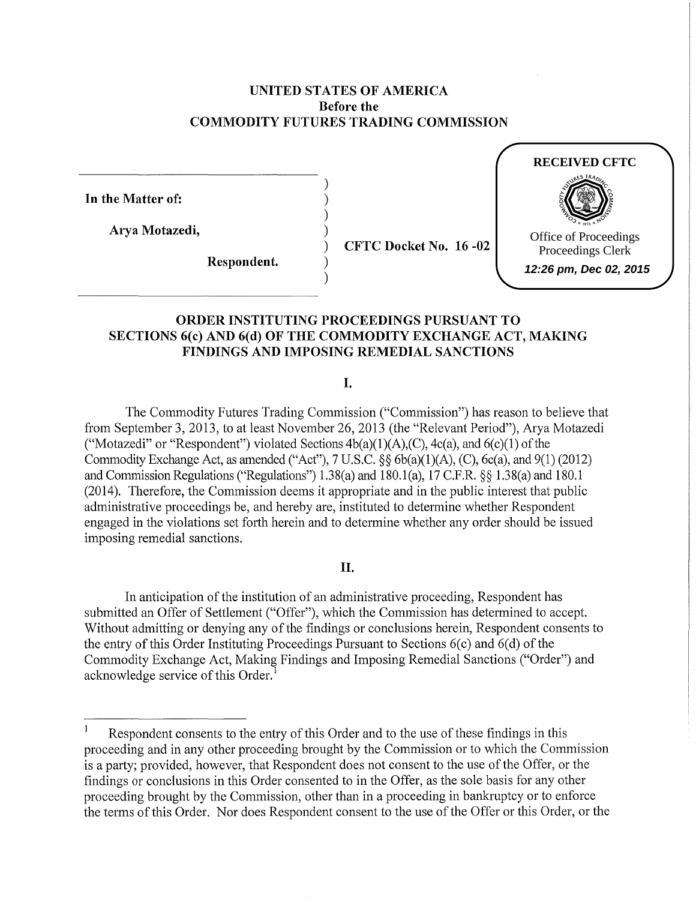**UNITED STATES OF AMERICA**
**Before the**
**COMMODITY FUTURES TRADING COMMISSION**

RECEIVED CFTC
Office of Proceedings
Proceedings Clerk
*12:26 pm, Dec 02, 2015*

**In the Matter of:**

**Arya Motazedi,**

**Respondent.**

**CFTC Docket No. 16 -02**

## ORDER INSTITUTING PROCEEDINGS PURSUANT TO SECTIONS 6(c) AND 6(d) OF THE COMMODITY EXCHANGE ACT, MAKING FINDINGS AND IMPOSING REMEDIAL SANCTIONS

### I.

The Commodity Futures Trading Commission ("Commission") has reason to believe that from September 3, 2013, to at least November 26, 2013 (the "Relevant Period"), Arya Motazedi ("Motazedi" or "Respondent") violated Sections 4b(a)(1)(A),(C), 4c(a), and 6(c)(1) of the Commodity Exchange Act, as amended ("Act"), 7 U.S.C. §§ 6b(a)(1)(A), (C), 6c(a), and 9(1) (2012) and Commission Regulations ("Regulations") 1.38(a) and 180.1(a), 17 C.F.R. §§ 1.38(a) and 180.1 (2014). Therefore, the Commission deems it appropriate and in the public interest that public administrative proceedings be, and hereby are, instituted to determine whether Respondent engaged in the violations set forth herein and to determine whether any order should be issued imposing remedial sanctions.

### II.

In anticipation of the institution of an administrative proceeding, Respondent has submitted an Offer of Settlement ("Offer"), which the Commission has determined to accept. Without admitting or denying any of the findings or conclusions herein, Respondent consents to the entry of this Order Instituting Proceedings Pursuant to Sections 6(c) and 6(d) of the Commodity Exchange Act, Making Findings and Imposing Remedial Sanctions ("Order") and acknowledge service of this Order.[1]

[1] Respondent consents to the entry of this Order and to the use of these findings in this proceeding and in any other proceeding brought by the Commission or to which the Commission is a party; provided, however, that Respondent does not consent to the use of the Offer, or the findings or conclusions in this Order consented to in the Offer, as the sole basis for any other proceeding brought by the Commission, other than in a proceeding in bankruptcy or to enforce the terms of this Order. Nor does Respondent consent to the use of the Offer or this Order, or the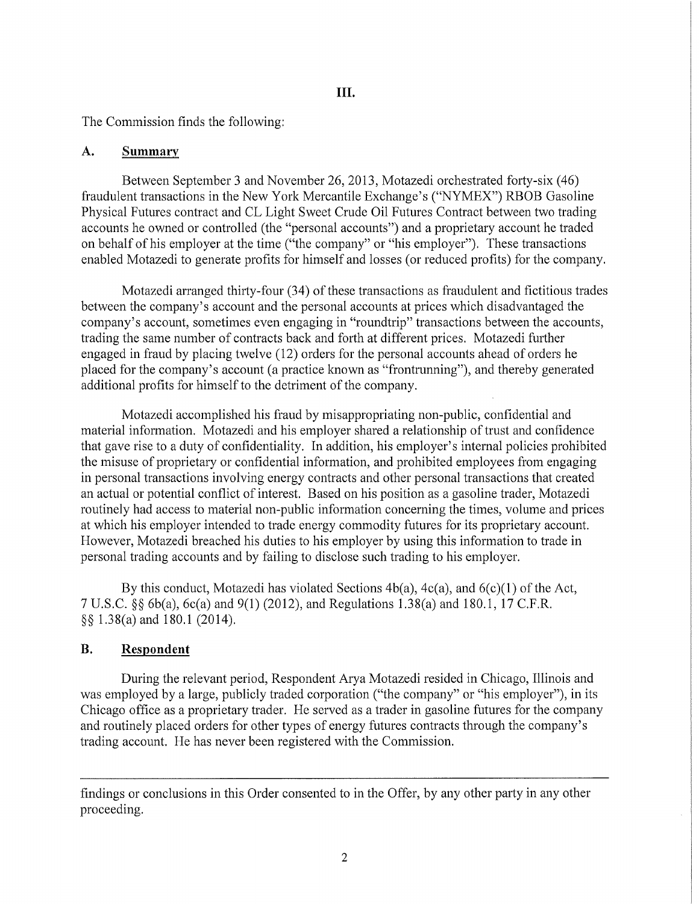## III.

The Commission finds the following:

### A. Summary

Between September 3 and November 26, 2013, Motazedi orchestrated forty-six (46) fraudulent transactions in the New York Mercantile Exchange's ("NYMEX") RBOB Gasoline Physical Futures contract and CL Light Sweet Crude Oil Futures Contract between two trading accounts he owned or controlled (the "personal accounts") and a proprietary account he traded on behalf of his employer at the time ("the company" or "his employer"). These transactions enabled Motazedi to generate profits for himself and losses (or reduced profits) for the company.

Motazedi arranged thirty-four (34) of these transactions as fraudulent and fictitious trades between the company's account and the personal accounts at prices which disadvantaged the company's account, sometimes even engaging in "roundtrip" transactions between the accounts, trading the same number of contracts back and forth at different prices. Motazedi further engaged in fraud by placing twelve (12) orders for the personal accounts ahead of orders he placed for the company's account (a practice known as "frontrunning"), and thereby generated additional profits for himself to the detriment of the company.

Motazedi accomplished his fraud by misappropriating non-public, confidential and material information. Motazedi and his employer shared a relationship of trust and confidence that gave rise to a duty of confidentiality. In addition, his employer's internal policies prohibited the misuse of proprietary or confidential information, and prohibited employees from engaging in personal transactions involving energy contracts and other personal transactions that created an actual or potential conflict of interest. Based on his position as a gasoline trader, Motazedi routinely had access to material non-public information concerning the times, volume and prices at which his employer intended to trade energy commodity futures for its proprietary account. However, Motazedi breached his duties to his employer by using this information to trade in personal trading accounts and by failing to disclose such trading to his employer.

By this conduct, Motazedi has violated Sections 4b(a), 4c(a), and 6(c)(1) of the Act, 7 U.S.C. §§ 6b(a), 6c(a) and 9(1) (2012), and Regulations 1.38(a) and 180.1, 17 C.F.R. §§ 1.38(a) and 180.1 (2014).

### B. Respondent

During the relevant period, Respondent Arya Motazedi resided in Chicago, Illinois and was employed by a large, publicly traded corporation ("the company" or "his employer"), in its Chicago office as a proprietary trader. He served as a trader in gasoline futures for the company and routinely placed orders for other types of energy futures contracts through the company's trading account. He has never been registered with the Commission.

---

findings or conclusions in this Order consented to in the Offer, by any other party in any other proceeding.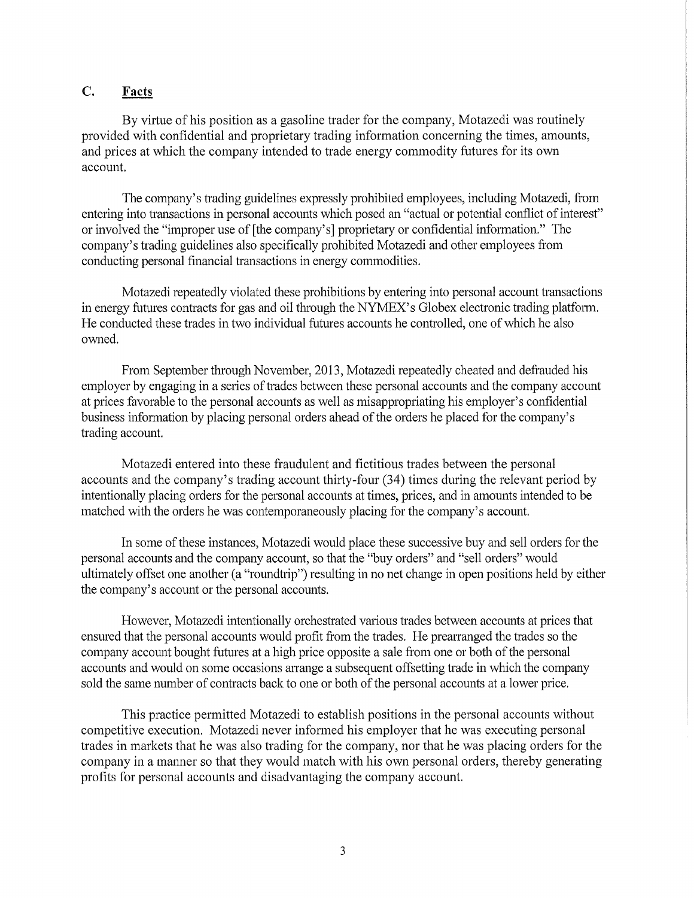## C. Facts

By virtue of his position as a gasoline trader for the company, Motazedi was routinely provided with confidential and proprietary trading information concerning the times, amounts, and prices at which the company intended to trade energy commodity futures for its own account.

The company's trading guidelines expressly prohibited employees, including Motazedi, from entering into transactions in personal accounts which posed an "actual or potential conflict of interest" or involved the "improper use of [the company's] proprietary or confidential information." The company's trading guidelines also specifically prohibited Motazedi and other employees from conducting personal financial transactions in energy commodities.

Motazedi repeatedly violated these prohibitions by entering into personal account transactions in energy futures contracts for gas and oil through the NYMEX's Globex electronic trading platform. He conducted these trades in two individual futures accounts he controlled, one of which he also owned.

From September through November, 2013, Motazedi repeatedly cheated and defrauded his employer by engaging in a series of trades between these personal accounts and the company account at prices favorable to the personal accounts as well as misappropriating his employer's confidential business information by placing personal orders ahead of the orders he placed for the company's trading account.

Motazedi entered into these fraudulent and fictitious trades between the personal accounts and the company's trading account thirty-four (34) times during the relevant period by intentionally placing orders for the personal accounts at times, prices, and in amounts intended to be matched with the orders he was contemporaneously placing for the company's account.

In some of these instances, Motazedi would place these successive buy and sell orders for the personal accounts and the company account, so that the "buy orders" and "sell orders" would ultimately offset one another (a "roundtrip") resulting in no net change in open positions held by either the company's account or the personal accounts.

However, Motazedi intentionally orchestrated various trades between accounts at prices that ensured that the personal accounts would profit from the trades. He prearranged the trades so the company account bought futures at a high price opposite a sale from one or both of the personal accounts and would on some occasions arrange a subsequent offsetting trade in which the company sold the same number of contracts back to one or both of the personal accounts at a lower price.

This practice permitted Motazedi to establish positions in the personal accounts without competitive execution. Motazedi never informed his employer that he was executing personal trades in markets that he was also trading for the company, nor that he was placing orders for the company in a manner so that they would match with his own personal orders, thereby generating profits for personal accounts and disadvantaging the company account.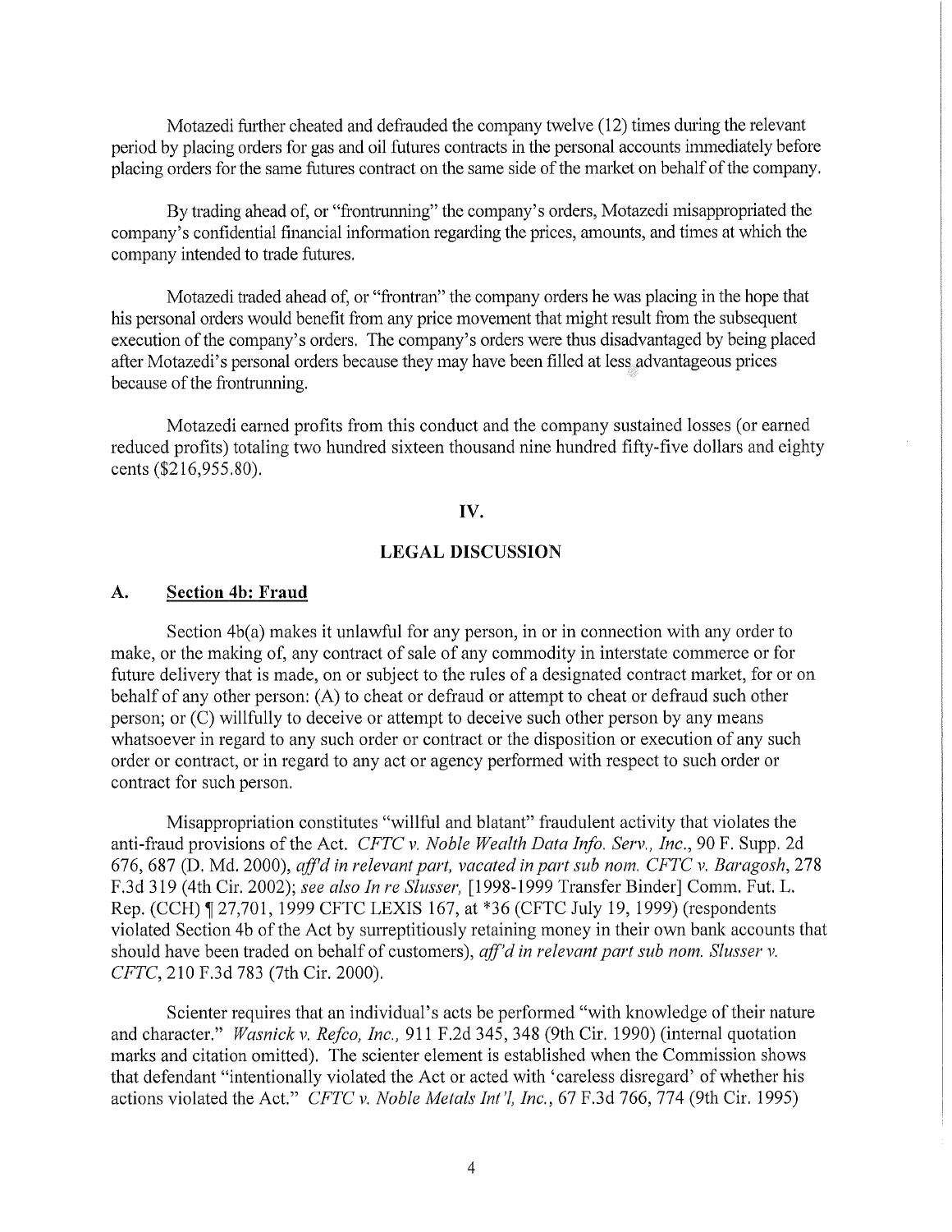Motazedi further cheated and defrauded the company twelve (12) times during the relevant period by placing orders for gas and oil futures contracts in the personal accounts immediately before placing orders for the same futures contract on the same side of the market on behalf of the company.

By trading ahead of, or "frontrunning" the company's orders, Motazedi misappropriated the company's confidential financial information regarding the prices, amounts, and times at which the company intended to trade futures.

Motazedi traded ahead of, or "frontran" the company orders he was placing in the hope that his personal orders would benefit from any price movement that might result from the subsequent execution of the company's orders. The company's orders were thus disadvantaged by being placed after Motazedi's personal orders because they may have been filled at less advantageous prices because of the frontrunning.

Motazedi earned profits from this conduct and the company sustained losses (or earned reduced profits) totaling two hundred sixteen thousand nine hundred fifty-five dollars and eighty cents ($216,955.80).

## IV.

## LEGAL DISCUSSION

### A. Section 4b: Fraud

Section 4b(a) makes it unlawful for any person, in or in connection with any order to make, or the making of, any contract of sale of any commodity in interstate commerce or for future delivery that is made, on or subject to the rules of a designated contract market, for or on behalf of any other person: (A) to cheat or defraud or attempt to cheat or defraud such other person; or (C) willfully to deceive or attempt to deceive such other person by any means whatsoever in regard to any such order or contract or the disposition or execution of any such order or contract, or in regard to any act or agency performed with respect to such order or contract for such person.

Misappropriation constitutes "willful and blatant" fraudulent activity that violates the anti-fraud provisions of the Act. *CFTC v. Noble Wealth Data Info. Serv., Inc.*, 90 F. Supp. 2d 676, 687 (D. Md. 2000), *aff'd in relevant part, vacated in part sub nom. CFTC v. Baragosh*, 278 F.3d 319 (4th Cir. 2002); *see also In re Slusser,* [1998-1999 Transfer Binder] Comm. Fut. L. Rep. (CCH) ¶ 27,701, 1999 CFTC LEXIS 167, at *36 (CFTC July 19, 1999) (respondents violated Section 4b of the Act by surreptitiously retaining money in their own bank accounts that should have been traded on behalf of customers), *aff'd in relevant part sub nom. Slusser v. CFTC*, 210 F.3d 783 (7th Cir. 2000).

Scienter requires that an individual's acts be performed "with knowledge of their nature and character." *Wasnick v. Refco, Inc.*, 911 F.2d 345, 348 (9th Cir. 1990) (internal quotation marks and citation omitted). The scienter element is established when the Commission shows that defendant "intentionally violated the Act or acted with 'careless disregard' of whether his actions violated the Act." *CFTC v. Noble Metals Int'l, Inc.*, 67 F.3d 766, 774 (9th Cir. 1995)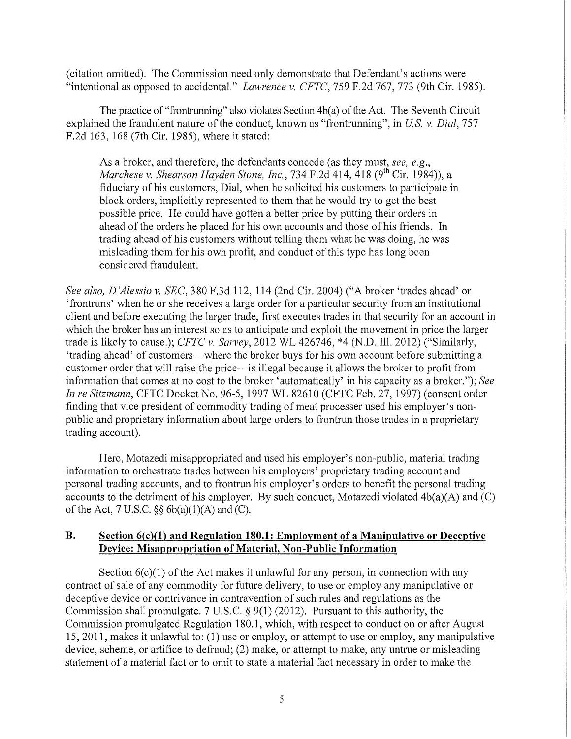(citation omitted). The Commission need only demonstrate that Defendant's actions were "intentional as opposed to accidental." *Lawrence v. CFTC*, 759 F.2d 767, 773 (9th Cir. 1985).

The practice of "frontrunning" also violates Section 4b(a) of the Act. The Seventh Circuit explained the fraudulent nature of the conduct, known as "frontrunning", in *U.S. v. Dial*, 757 F.2d 163, 168 (7th Cir. 1985), where it stated:

> As a broker, and therefore, the defendants concede (as they must, *see, e.g., Marchese v. Shearson Hayden Stone, Inc.*, 734 F.2d 414, 418 (9th Cir. 1984)), a fiduciary of his customers, Dial, when he solicited his customers to participate in block orders, implicitly represented to them that he would try to get the best possible price. He could have gotten a better price by putting their orders in ahead of the orders he placed for his own accounts and those of his friends. In trading ahead of his customers without telling them what he was doing, he was misleading them for his own profit, and conduct of this type has long been considered fraudulent.

*See also, D'Alessio v. SEC*, 380 F.3d 112, 114 (2nd Cir. 2004) ("A broker 'trades ahead' or 'frontruns' when he or she receives a large order for a particular security from an institutional client and before executing the larger trade, first executes trades in that security for an account in which the broker has an interest so as to anticipate and exploit the movement in price the larger trade is likely to cause.); *CFTC v. Sarvey*, 2012 WL 426746, *4 (N.D. Ill. 2012) ("Similarly, 'trading ahead' of customers—where the broker buys for his own account before submitting a customer order that will raise the price—is illegal because it allows the broker to profit from information that comes at no cost to the broker 'automatically' in his capacity as a broker."); *See In re Sitzmann*, CFTC Docket No. 96-5, 1997 WL 82610 (CFTC Feb. 27, 1997) (consent order finding that vice president of commodity trading of meat processer used his employer's non-public and proprietary information about large orders to frontrun those trades in a proprietary trading account).

Here, Motazedi misappropriated and used his employer's non-public, material trading information to orchestrate trades between his employers' proprietary trading account and personal trading accounts, and to frontrun his employer's orders to benefit the personal trading accounts to the detriment of his employer. By such conduct, Motazedi violated 4b(a)(A) and (C) of the Act, 7 U.S.C. §§ 6b(a)(1)(A) and (C).

## B. Section 6(c)(1) and Regulation 180.1: Employment of a Manipulative or Deceptive Device: Misappropriation of Material, Non-Public Information

Section 6(c)(1) of the Act makes it unlawful for any person, in connection with any contract of sale of any commodity for future delivery, to use or employ any manipulative or deceptive device or contrivance in contravention of such rules and regulations as the Commission shall promulgate. 7 U.S.C. § 9(1) (2012). Pursuant to this authority, the Commission promulgated Regulation 180.1, which, with respect to conduct on or after August 15, 2011, makes it unlawful to: (1) use or employ, or attempt to use or employ, any manipulative device, scheme, or artifice to defraud; (2) make, or attempt to make, any untrue or misleading statement of a material fact or to omit to state a material fact necessary in order to make the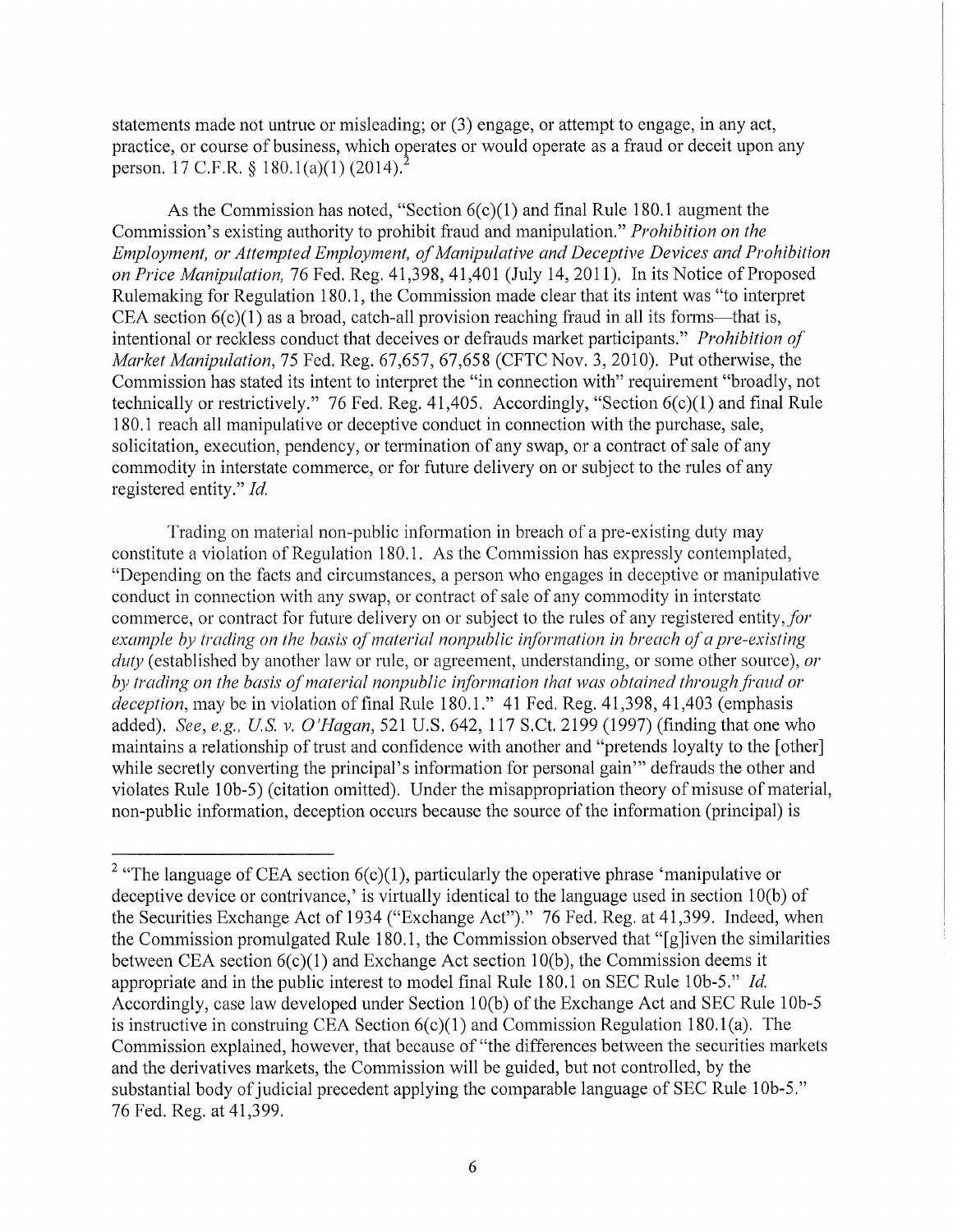statements made not untrue or misleading; or (3) engage, or attempt to engage, in any act, practice, or course of business, which operates or would operate as a fraud or deceit upon any person. 17 C.F.R. § 180.1(a)(1) (2014).[2]

As the Commission has noted, "Section 6(c)(1) and final Rule 180.1 augment the Commission's existing authority to prohibit fraud and manipulation." *Prohibition on the Employment, or Attempted Employment, of Manipulative and Deceptive Devices and Prohibition on Price Manipulation,* 76 Fed. Reg. 41,398, 41,401 (July 14, 2011). In its Notice of Proposed Rulemaking for Regulation 180.1, the Commission made clear that its intent was "to interpret CEA section 6(c)(1) as a broad, catch-all provision reaching fraud in all its forms—that is, intentional or reckless conduct that deceives or defrauds market participants." *Prohibition of Market Manipulation,* 75 Fed. Reg. 67,657, 67,658 (CFTC Nov. 3, 2010). Put otherwise, the Commission has stated its intent to interpret the "in connection with" requirement "broadly, not technically or restrictively." 76 Fed. Reg. 41,405. Accordingly, "Section 6(c)(1) and final Rule 180.1 reach all manipulative or deceptive conduct in connection with the purchase, sale, solicitation, execution, pendency, or termination of any swap, or a contract of sale of any commodity in interstate commerce, or for future delivery on or subject to the rules of any registered entity." *Id.*

Trading on material non-public information in breach of a pre-existing duty may constitute a violation of Regulation 180.1. As the Commission has expressly contemplated, "Depending on the facts and circumstances, a person who engages in deceptive or manipulative conduct in connection with any swap, or contract of sale of any commodity in interstate commerce, or contract for future delivery on or subject to the rules of any registered entity, *for example by trading on the basis of material nonpublic information in breach of a pre-existing duty* (established by another law or rule, or agreement, understanding, or some other source), *or by trading on the basis of material nonpublic information that was obtained through fraud or deception,* may be in violation of final Rule 180.1." 41 Fed. Reg. 41,398, 41,403 (emphasis added). *See, e.g., U.S. v. O'Hagan,* 521 U.S. 642, 117 S.Ct. 2199 (1997) (finding that one who maintains a relationship of trust and confidence with another and "pretends loyalty to the [other] while secretly converting the principal's information for personal gain'" defrauds the other and violates Rule 10b-5) (citation omitted). Under the misappropriation theory of misuse of material, non-public information, deception occurs because the source of the information (principal) is

---

[2] "The language of CEA section 6(c)(1), particularly the operative phrase 'manipulative or deceptive device or contrivance,' is virtually identical to the language used in section 10(b) of the Securities Exchange Act of 1934 ("Exchange Act")." 76 Fed. Reg. at 41,399. Indeed, when the Commission promulgated Rule 180.1, the Commission observed that "[g]iven the similarities between CEA section 6(c)(1) and Exchange Act section 10(b), the Commission deems it appropriate and in the public interest to model final Rule 180.1 on SEC Rule 10b-5." *Id.* Accordingly, case law developed under Section 10(b) of the Exchange Act and SEC Rule 10b-5 is instructive in construing CEA Section 6(c)(1) and Commission Regulation 180.1(a). The Commission explained, however, that because of "the differences between the securities markets and the derivatives markets, the Commission will be guided, but not controlled, by the substantial body of judicial precedent applying the comparable language of SEC Rule 10b-5." 76 Fed. Reg. at 41,399.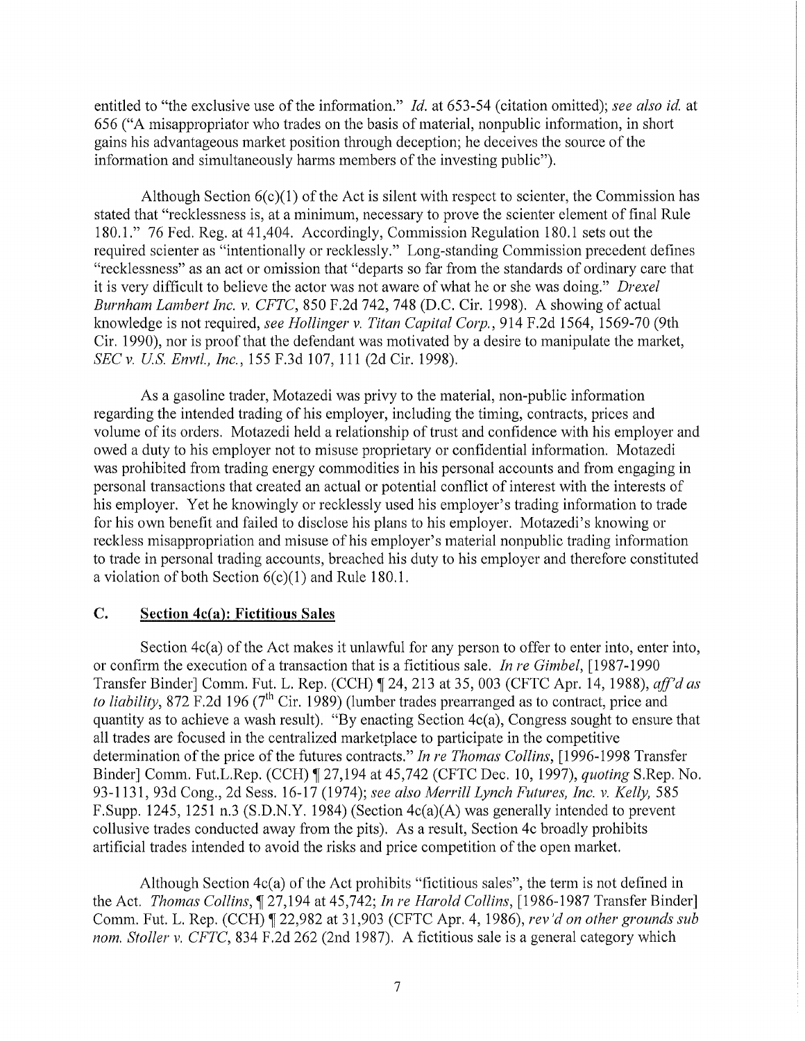entitled to "the exclusive use of the information." *Id.* at 653-54 (citation omitted); *see also id.* at 656 ("A misappropriator who trades on the basis of material, nonpublic information, in short gains his advantageous market position through deception; he deceives the source of the information and simultaneously harms members of the investing public").

Although Section 6(c)(1) of the Act is silent with respect to scienter, the Commission has stated that "recklessness is, at a minimum, necessary to prove the scienter element of final Rule 180.1." 76 Fed. Reg. at 41,404. Accordingly, Commission Regulation 180.1 sets out the required scienter as "intentionally or recklessly." Long-standing Commission precedent defines "recklessness" as an act or omission that "departs so far from the standards of ordinary care that it is very difficult to believe the actor was not aware of what he or she was doing." *Drexel Burnham Lambert Inc. v. CFTC*, 850 F.2d 742, 748 (D.C. Cir. 1998). A showing of actual knowledge is not required, *see Hollinger v. Titan Capital Corp.*, 914 F.2d 1564, 1569-70 (9th Cir. 1990), nor is proof that the defendant was motivated by a desire to manipulate the market, *SEC v. U.S. Envtl., Inc.*, 155 F.3d 107, 111 (2d Cir. 1998).

As a gasoline trader, Motazedi was privy to the material, non-public information regarding the intended trading of his employer, including the timing, contracts, prices and volume of its orders. Motazedi held a relationship of trust and confidence with his employer and owed a duty to his employer not to misuse proprietary or confidential information. Motazedi was prohibited from trading energy commodities in his personal accounts and from engaging in personal transactions that created an actual or potential conflict of interest with the interests of his employer. Yet he knowingly or recklessly used his employer's trading information to trade for his own benefit and failed to disclose his plans to his employer. Motazedi's knowing or reckless misappropriation and misuse of his employer's material nonpublic trading information to trade in personal trading accounts, breached his duty to his employer and therefore constituted a violation of both Section 6(c)(1) and Rule 180.1.

## C. Section 4c(a): Fictitious Sales

Section 4c(a) of the Act makes it unlawful for any person to offer to enter into, enter into, or confirm the execution of a transaction that is a fictitious sale. *In re Gimbel*, [1987-1990 Transfer Binder] Comm. Fut. L. Rep. (CCH) ¶ 24, 213 at 35, 003 (CFTC Apr. 14, 1988), *aff'd as to liability*, 872 F.2d 196 (7th Cir. 1989) (lumber trades prearranged as to contract, price and quantity as to achieve a wash result). "By enacting Section 4c(a), Congress sought to ensure that all trades are focused in the centralized marketplace to participate in the competitive determination of the price of the futures contracts." *In re Thomas Collins*, [1996-1998 Transfer Binder] Comm. Fut.L.Rep. (CCH) ¶ 27,194 at 45,742 (CFTC Dec. 10, 1997), *quoting* S.Rep. No. 93-1131, 93d Cong., 2d Sess. 16-17 (1974); *see also Merrill Lynch Futures, Inc. v. Kelly*, 585 F.Supp. 1245, 1251 n.3 (S.D.N.Y. 1984) (Section 4c(a)(A) was generally intended to prevent collusive trades conducted away from the pits). As a result, Section 4c broadly prohibits artificial trades intended to avoid the risks and price competition of the open market.

Although Section 4c(a) of the Act prohibits "fictitious sales", the term is not defined in the Act. *Thomas Collins*, ¶ 27,194 at 45,742; *In re Harold Collins*, [1986-1987 Transfer Binder] Comm. Fut. L. Rep. (CCH) ¶ 22,982 at 31,903 (CFTC Apr. 4, 1986), *rev'd on other grounds sub nom. Stoller v. CFTC*, 834 F.2d 262 (2nd 1987). A fictitious sale is a general category which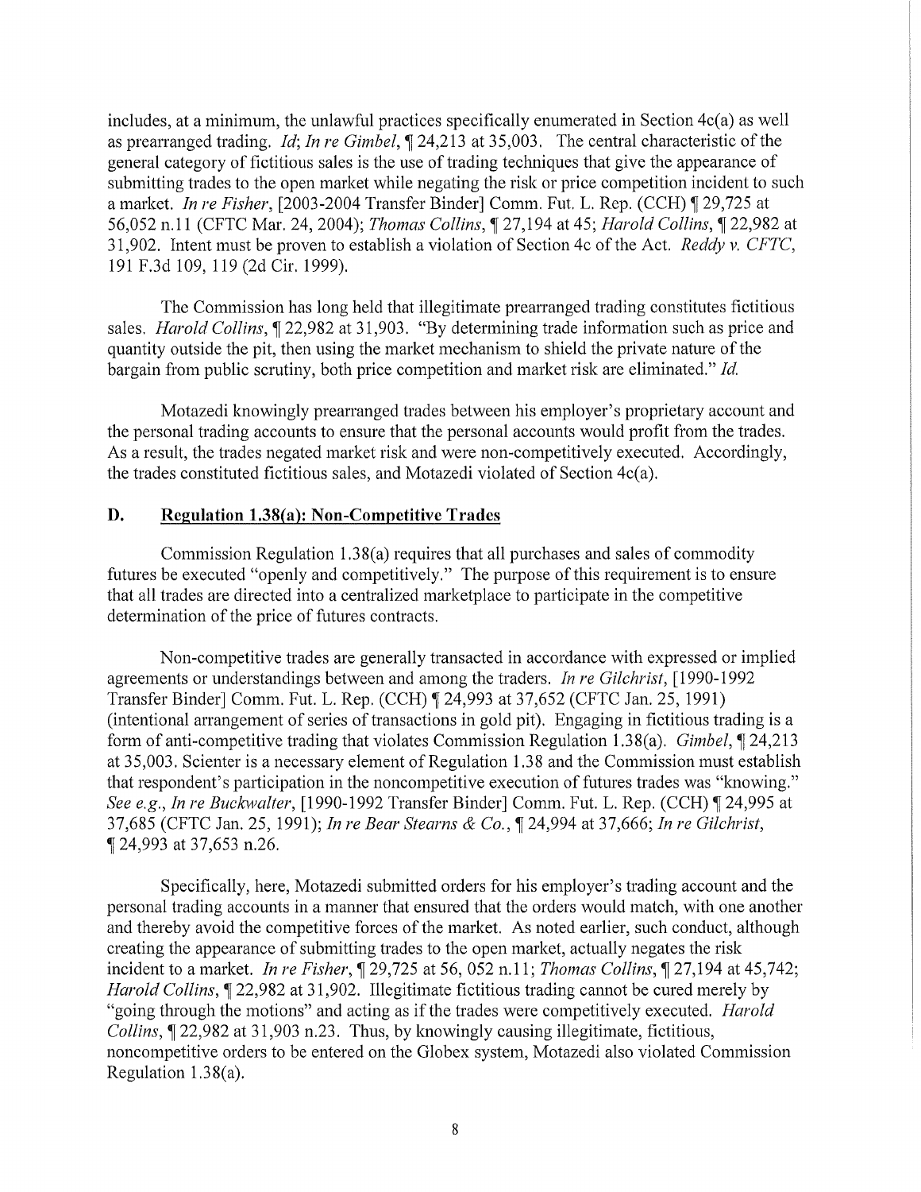includes, at a minimum, the unlawful practices specifically enumerated in Section 4c(a) as well as prearranged trading. *Id*; *In re Gimbel*, ¶ 24,213 at 35,003. The central characteristic of the general category of fictitious sales is the use of trading techniques that give the appearance of submitting trades to the open market while negating the risk or price competition incident to such a market. *In re Fisher*, [2003-2004 Transfer Binder] Comm. Fut. L. Rep. (CCH) ¶ 29,725 at 56,052 n.11 (CFTC Mar. 24, 2004); *Thomas Collins*, ¶ 27,194 at 45; *Harold Collins*, ¶ 22,982 at 31,902. Intent must be proven to establish a violation of Section 4c of the Act. *Reddy v. CFTC*, 191 F.3d 109, 119 (2d Cir. 1999).

The Commission has long held that illegitimate prearranged trading constitutes fictitious sales. *Harold Collins*, ¶ 22,982 at 31,903. "By determining trade information such as price and quantity outside the pit, then using the market mechanism to shield the private nature of the bargain from public scrutiny, both price competition and market risk are eliminated." *Id.*

Motazedi knowingly prearranged trades between his employer's proprietary account and the personal trading accounts to ensure that the personal accounts would profit from the trades. As a result, the trades negated market risk and were non-competitively executed. Accordingly, the trades constituted fictitious sales, and Motazedi violated of Section 4c(a).

## D. Regulation 1.38(a): Non-Competitive Trades

Commission Regulation 1.38(a) requires that all purchases and sales of commodity futures be executed "openly and competitively." The purpose of this requirement is to ensure that all trades are directed into a centralized marketplace to participate in the competitive determination of the price of futures contracts.

Non-competitive trades are generally transacted in accordance with expressed or implied agreements or understandings between and among the traders. *In re Gilchrist*, [1990-1992 Transfer Binder] Comm. Fut. L. Rep. (CCH) ¶ 24,993 at 37,652 (CFTC Jan. 25, 1991) (intentional arrangement of series of transactions in gold pit). Engaging in fictitious trading is a form of anti-competitive trading that violates Commission Regulation 1.38(a). *Gimbel*, ¶ 24,213 at 35,003. Scienter is a necessary element of Regulation 1.38 and the Commission must establish that respondent's participation in the noncompetitive execution of futures trades was "knowing." *See e.g.*, *In re Buckwalter*, [1990-1992 Transfer Binder] Comm. Fut. L. Rep. (CCH) ¶ 24,995 at 37,685 (CFTC Jan. 25, 1991); *In re Bear Stearns & Co.*, ¶ 24,994 at 37,666; *In re Gilchrist*, ¶ 24,993 at 37,653 n.26.

Specifically, here, Motazedi submitted orders for his employer's trading account and the personal trading accounts in a manner that ensured that the orders would match, with one another and thereby avoid the competitive forces of the market. As noted earlier, such conduct, although creating the appearance of submitting trades to the open market, actually negates the risk incident to a market. *In re Fisher*, ¶ 29,725 at 56, 052 n.11; *Thomas Collins*, ¶ 27,194 at 45,742; *Harold Collins*, ¶ 22,982 at 31,902. Illegitimate fictitious trading cannot be cured merely by "going through the motions" and acting as if the trades were competitively executed. *Harold Collins*, ¶ 22,982 at 31,903 n.23. Thus, by knowingly causing illegitimate, fictitious, noncompetitive orders to be entered on the Globex system, Motazedi also violated Commission Regulation 1.38(a).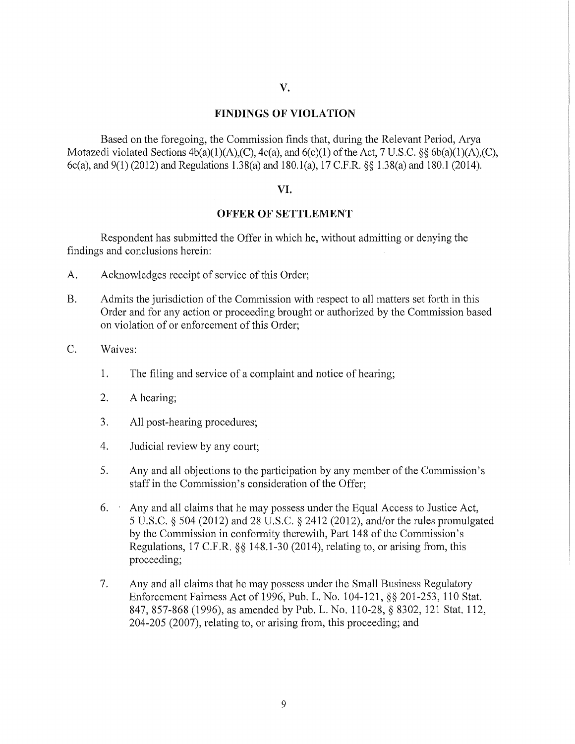## V.

## FINDINGS OF VIOLATION

Based on the foregoing, the Commission finds that, during the Relevant Period, Arya Motazedi violated Sections 4b(a)(1)(A),(C), 4c(a), and 6(c)(1) of the Act, 7 U.S.C. §§ 6b(a)(1)(A),(C), 6c(a), and 9(1) (2012) and Regulations 1.38(a) and 180.1(a), 17 C.F.R. §§ 1.38(a) and 180.1 (2014).

## VI.

## OFFER OF SETTLEMENT

Respondent has submitted the Offer in which he, without admitting or denying the findings and conclusions herein:

A. Acknowledges receipt of service of this Order;

B. Admits the jurisdiction of the Commission with respect to all matters set forth in this Order and for any action or proceeding brought or authorized by the Commission based on violation of or enforcement of this Order;

C. Waives:

1. The filing and service of a complaint and notice of hearing;

2. A hearing;

3. All post-hearing procedures;

4. Judicial review by any court;

5. Any and all objections to the participation by any member of the Commission's staff in the Commission's consideration of the Offer;

6. Any and all claims that he may possess under the Equal Access to Justice Act, 5 U.S.C. § 504 (2012) and 28 U.S.C. § 2412 (2012), and/or the rules promulgated by the Commission in conformity therewith, Part 148 of the Commission's Regulations, 17 C.F.R. §§ 148.1-30 (2014), relating to, or arising from, this proceeding;

7. Any and all claims that he may possess under the Small Business Regulatory Enforcement Fairness Act of 1996, Pub. L. No. 104-121, §§ 201-253, 110 Stat. 847, 857-868 (1996), as amended by Pub. L. No. 110-28, § 8302, 121 Stat. 112, 204-205 (2007), relating to, or arising from, this proceeding; and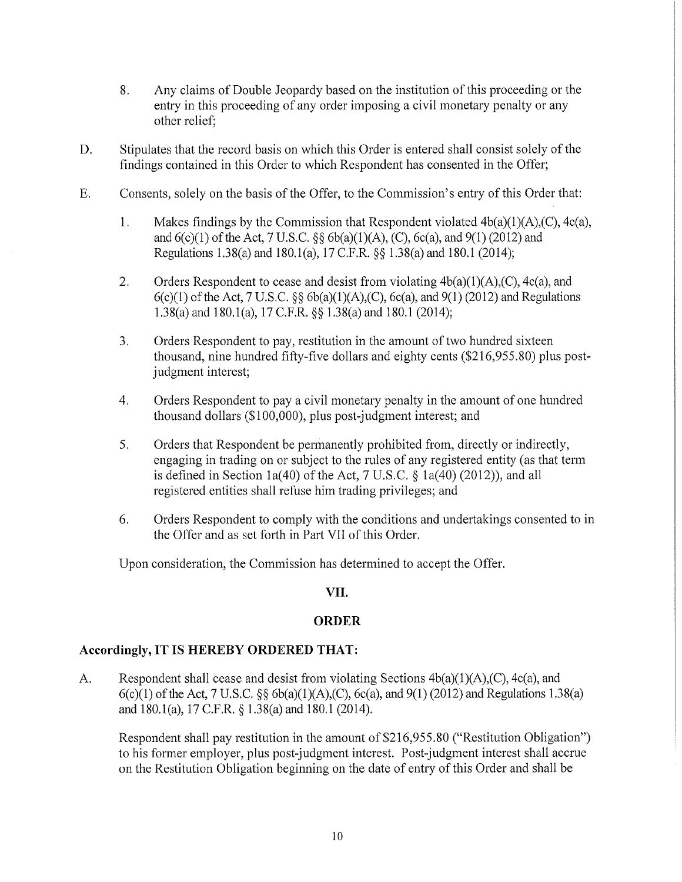8. Any claims of Double Jeopardy based on the institution of this proceeding or the entry in this proceeding of any order imposing a civil monetary penalty or any other relief;

D. Stipulates that the record basis on which this Order is entered shall consist solely of the findings contained in this Order to which Respondent has consented in the Offer;

E. Consents, solely on the basis of the Offer, to the Commission's entry of this Order that:

1. Makes findings by the Commission that Respondent violated 4b(a)(1)(A),(C), 4c(a), and 6(c)(1) of the Act, 7 U.S.C. §§ 6b(a)(1)(A), (C), 6c(a), and 9(1) (2012) and Regulations 1.38(a) and 180.1(a), 17 C.F.R. §§ 1.38(a) and 180.1 (2014);

2. Orders Respondent to cease and desist from violating 4b(a)(1)(A),(C), 4c(a), and 6(c)(1) of the Act, 7 U.S.C. §§ 6b(a)(1)(A),(C), 6c(a), and 9(1) (2012) and Regulations 1.38(a) and 180.1(a), 17 C.F.R. §§ 1.38(a) and 180.1 (2014);

3. Orders Respondent to pay, restitution in the amount of two hundred sixteen thousand, nine hundred fifty-five dollars and eighty cents ($216,955.80) plus post-judgment interest;

4. Orders Respondent to pay a civil monetary penalty in the amount of one hundred thousand dollars ($100,000), plus post-judgment interest; and

5. Orders that Respondent be permanently prohibited from, directly or indirectly, engaging in trading on or subject to the rules of any registered entity (as that term is defined in Section 1a(40) of the Act, 7 U.S.C. § 1a(40) (2012)), and all registered entities shall refuse him trading privileges; and

6. Orders Respondent to comply with the conditions and undertakings consented to in the Offer and as set forth in Part VII of this Order.

Upon consideration, the Commission has determined to accept the Offer.

## VII.

## ORDER

**Accordingly, IT IS HEREBY ORDERED THAT:**

A. Respondent shall cease and desist from violating Sections 4b(a)(1)(A),(C), 4c(a), and 6(c)(1) of the Act, 7 U.S.C. §§ 6b(a)(1)(A),(C), 6c(a), and 9(1) (2012) and Regulations 1.38(a) and 180.1(a), 17 C.F.R. § 1.38(a) and 180.1 (2014).

Respondent shall pay restitution in the amount of $216,955.80 ("Restitution Obligation") to his former employer, plus post-judgment interest. Post-judgment interest shall accrue on the Restitution Obligation beginning on the date of entry of this Order and shall be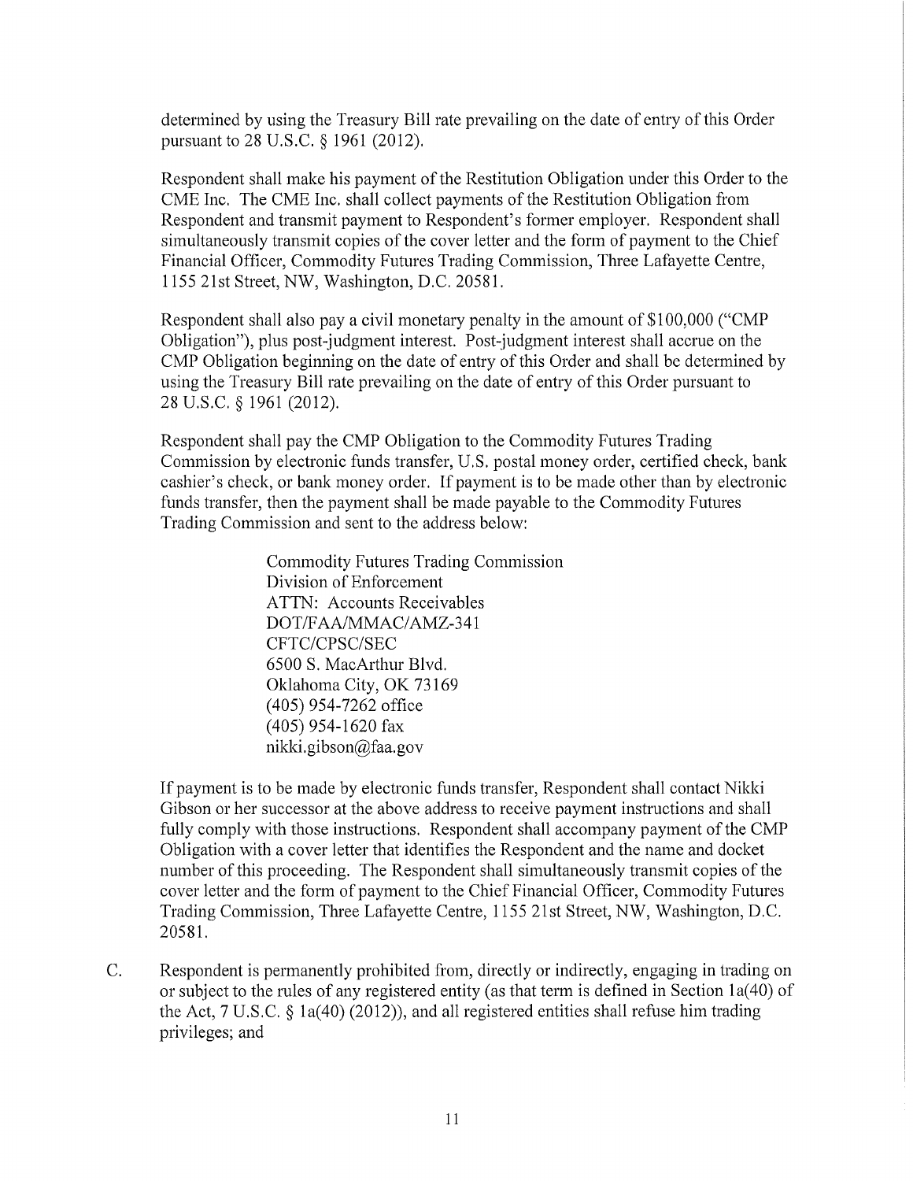determined by using the Treasury Bill rate prevailing on the date of entry of this Order pursuant to 28 U.S.C. § 1961 (2012).

Respondent shall make his payment of the Restitution Obligation under this Order to the CME Inc. The CME Inc. shall collect payments of the Restitution Obligation from Respondent and transmit payment to Respondent's former employer. Respondent shall simultaneously transmit copies of the cover letter and the form of payment to the Chief Financial Officer, Commodity Futures Trading Commission, Three Lafayette Centre, 1155 21st Street, NW, Washington, D.C. 20581.

Respondent shall also pay a civil monetary penalty in the amount of $100,000 ("CMP Obligation"), plus post-judgment interest. Post-judgment interest shall accrue on the CMP Obligation beginning on the date of entry of this Order and shall be determined by using the Treasury Bill rate prevailing on the date of entry of this Order pursuant to 28 U.S.C. § 1961 (2012).

Respondent shall pay the CMP Obligation to the Commodity Futures Trading Commission by electronic funds transfer, U.S. postal money order, certified check, bank cashier's check, or bank money order. If payment is to be made other than by electronic funds transfer, then the payment shall be made payable to the Commodity Futures Trading Commission and sent to the address below:

> Commodity Futures Trading Commission
> Division of Enforcement
> ATTN: Accounts Receivables
> DOT/FAA/MMAC/AMZ-341
> CFTC/CPSC/SEC
> 6500 S. MacArthur Blvd.
> Oklahoma City, OK 73169
> (405) 954-7262 office
> (405) 954-1620 fax
> nikki.gibson@faa.gov

If payment is to be made by electronic funds transfer, Respondent shall contact Nikki Gibson or her successor at the above address to receive payment instructions and shall fully comply with those instructions. Respondent shall accompany payment of the CMP Obligation with a cover letter that identifies the Respondent and the name and docket number of this proceeding. The Respondent shall simultaneously transmit copies of the cover letter and the form of payment to the Chief Financial Officer, Commodity Futures Trading Commission, Three Lafayette Centre, 1155 21st Street, NW, Washington, D.C. 20581.

C. Respondent is permanently prohibited from, directly or indirectly, engaging in trading on or subject to the rules of any registered entity (as that term is defined in Section 1a(40) of the Act, 7 U.S.C. § 1a(40) (2012)), and all registered entities shall refuse him trading privileges; and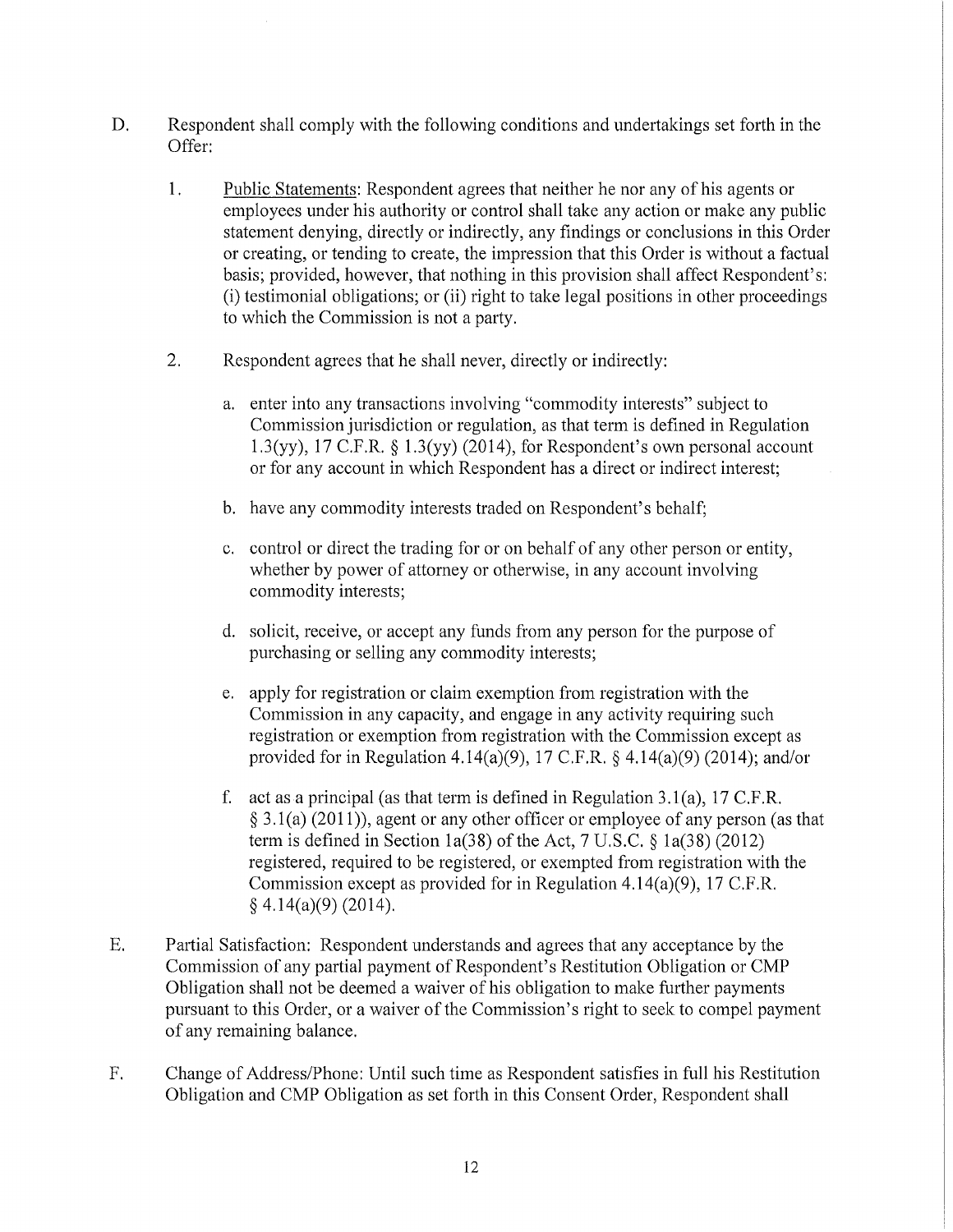D. Respondent shall comply with the following conditions and undertakings set forth in the Offer:

   1. Public Statements: Respondent agrees that neither he nor any of his agents or employees under his authority or control shall take any action or make any public statement denying, directly or indirectly, any findings or conclusions in this Order or creating, or tending to create, the impression that this Order is without a factual basis; provided, however, that nothing in this provision shall affect Respondent's: (i) testimonial obligations; or (ii) right to take legal positions in other proceedings to which the Commission is not a party.

   2. Respondent agrees that he shall never, directly or indirectly:

      a. enter into any transactions involving "commodity interests" subject to Commission jurisdiction or regulation, as that term is defined in Regulation 1.3(yy), 17 C.F.R. § 1.3(yy) (2014), for Respondent's own personal account or for any account in which Respondent has a direct or indirect interest;

      b. have any commodity interests traded on Respondent's behalf;

      c. control or direct the trading for or on behalf of any other person or entity, whether by power of attorney or otherwise, in any account involving commodity interests;

      d. solicit, receive, or accept any funds from any person for the purpose of purchasing or selling any commodity interests;

      e. apply for registration or claim exemption from registration with the Commission in any capacity, and engage in any activity requiring such registration or exemption from registration with the Commission except as provided for in Regulation 4.14(a)(9), 17 C.F.R. § 4.14(a)(9) (2014); and/or

      f. act as a principal (as that term is defined in Regulation 3.1(a), 17 C.F.R. § 3.1(a) (2011)), agent or any other officer or employee of any person (as that term is defined in Section 1a(38) of the Act, 7 U.S.C. § 1a(38) (2012) registered, required to be registered, or exempted from registration with the Commission except as provided for in Regulation 4.14(a)(9), 17 C.F.R. § 4.14(a)(9) (2014).

E. Partial Satisfaction: Respondent understands and agrees that any acceptance by the Commission of any partial payment of Respondent's Restitution Obligation or CMP Obligation shall not be deemed a waiver of his obligation to make further payments pursuant to this Order, or a waiver of the Commission's right to seek to compel payment of any remaining balance.

F. Change of Address/Phone: Until such time as Respondent satisfies in full his Restitution Obligation and CMP Obligation as set forth in this Consent Order, Respondent shall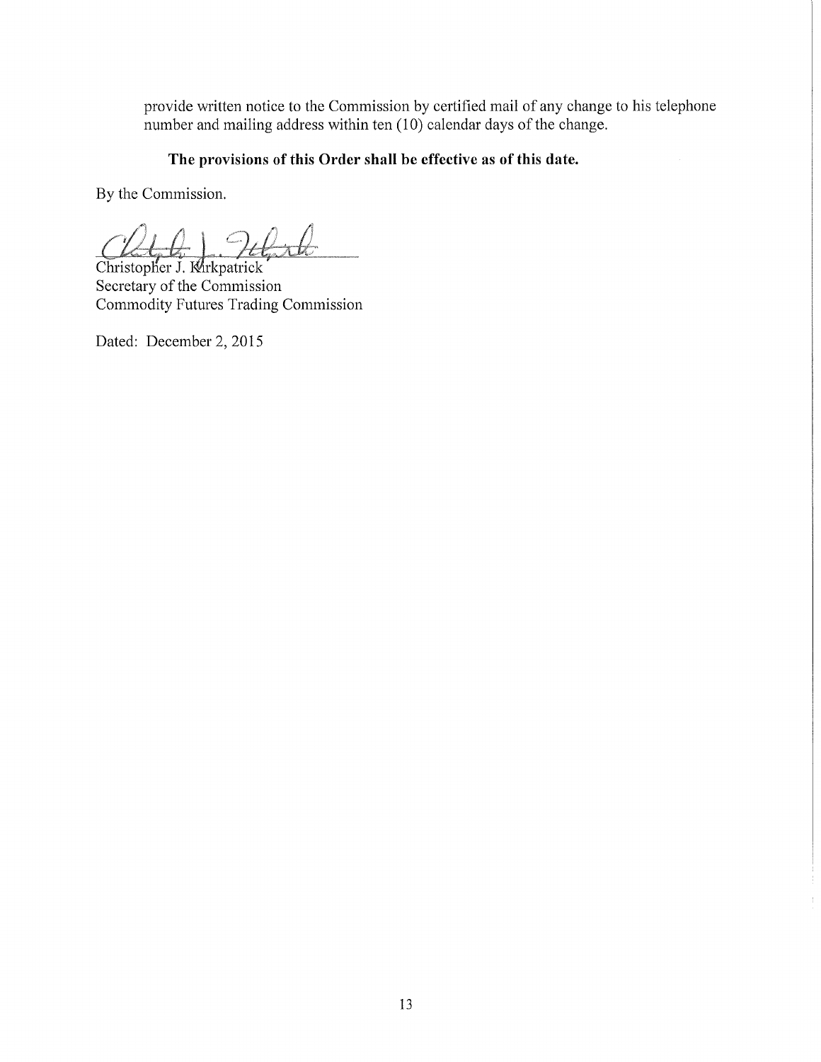provide written notice to the Commission by certified mail of any change to his telephone number and mailing address within ten (10) calendar days of the change.

**The provisions of this Order shall be effective as of this date.**

By the Commission.

Christopher J. Kirkpatrick
Secretary of the Commission
Commodity Futures Trading Commission

Dated: December 2, 2015